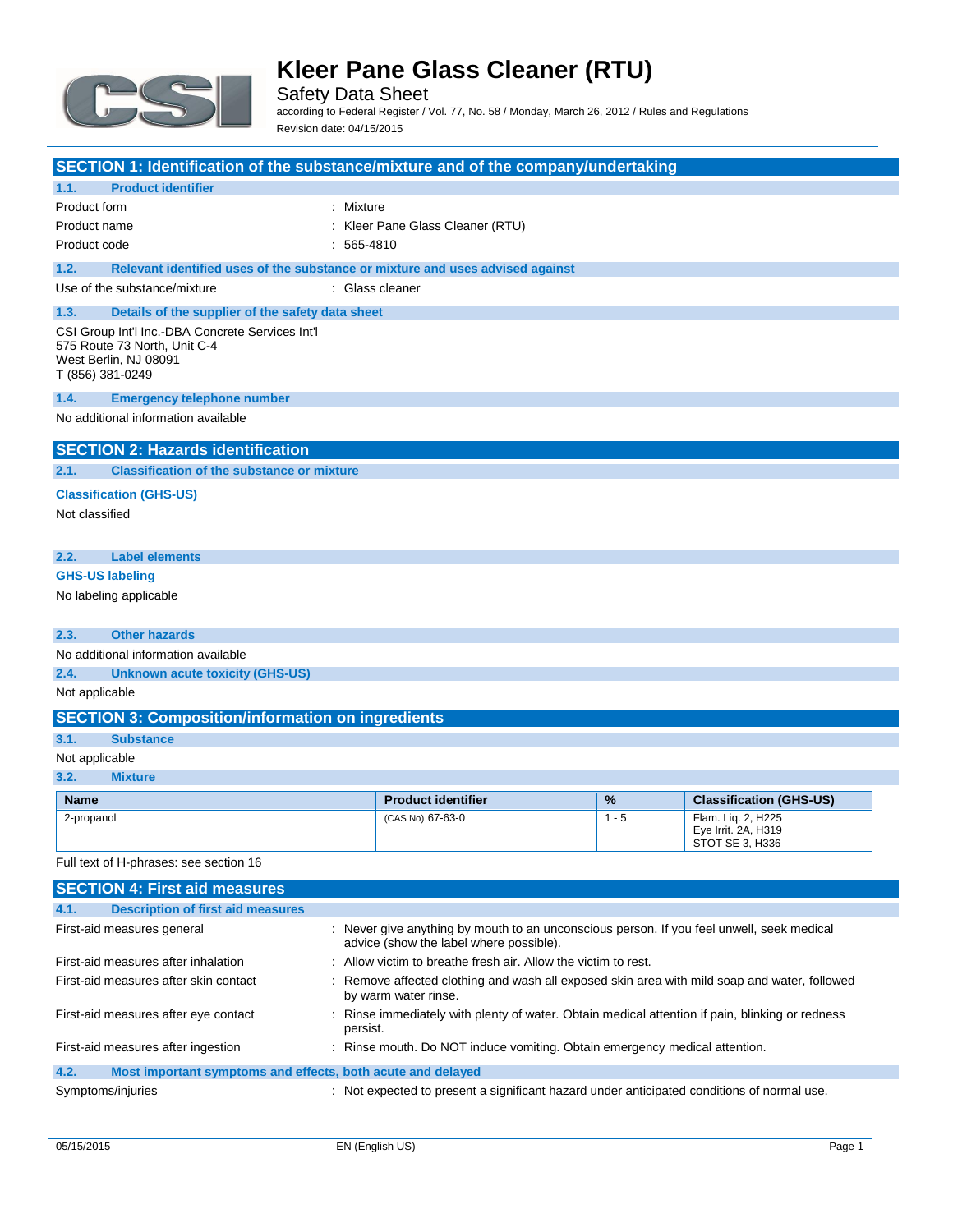# Kleer Pane Glass Cleaner (RTU)

Safety Data Sheet

according to Federal Register / Vol. 77, No. 58 / Monday, March 26, 2012 / Rules and Regulations

Revision date: 04/15/2015

## SECTION 1: Identification of the substance/mixture and of the company/undertaking

### 1.1. Product identifier

| | |
|---|---|
| Product form | : Mixture |
| Product name | : Kleer Pane Glass Cleaner (RTU) |
| Product code | : 565-4810 |

### 1.2. Relevant identified uses of the substance or mixture and uses advised against

| | |
|---|---|
| Use of the substance/mixture | : Glass cleaner |

### 1.3. Details of the supplier of the safety data sheet

CSI Group Int'l Inc.-DBA Concrete Services Int'l
575 Route 73 North, Unit C-4
West Berlin, NJ 08091
T (856) 381-0249

### 1.4. Emergency telephone number

No additional information available

## SECTION 2: Hazards identification

### 2.1. Classification of the substance or mixture

**Classification (GHS-US)**

Not classified

### 2.2. Label elements

**GHS-US labeling**

No labeling applicable

### 2.3. Other hazards

No additional information available

### 2.4. Unknown acute toxicity (GHS-US)

Not applicable

## SECTION 3: Composition/information on ingredients

### 3.1. Substance

Not applicable

### 3.2. Mixture

| Name | Product identifier | % | Classification (GHS-US) |
|---|---|---|---|
| 2-propanol | (CAS No) 67-63-0 | 1 - 5 | Flam. Liq. 2, H225<br>Eye Irrit. 2A, H319<br>STOT SE 3, H336 |

Full text of H-phrases: see section 16

## SECTION 4: First aid measures

### 4.1. Description of first aid measures

| | |
|---|---|
| First-aid measures general | : Never give anything by mouth to an unconscious person. If you feel unwell, seek medical advice (show the label where possible). |
| First-aid measures after inhalation | : Allow victim to breathe fresh air. Allow the victim to rest. |
| First-aid measures after skin contact | : Remove affected clothing and wash all exposed skin area with mild soap and water, followed by warm water rinse. |
| First-aid measures after eye contact | : Rinse immediately with plenty of water. Obtain medical attention if pain, blinking or redness persist. |
| First-aid measures after ingestion | : Rinse mouth. Do NOT induce vomiting. Obtain emergency medical attention. |

### 4.2. Most important symptoms and effects, both acute and delayed

| | |
|---|---|
| Symptoms/injuries | : Not expected to present a significant hazard under anticipated conditions of normal use. |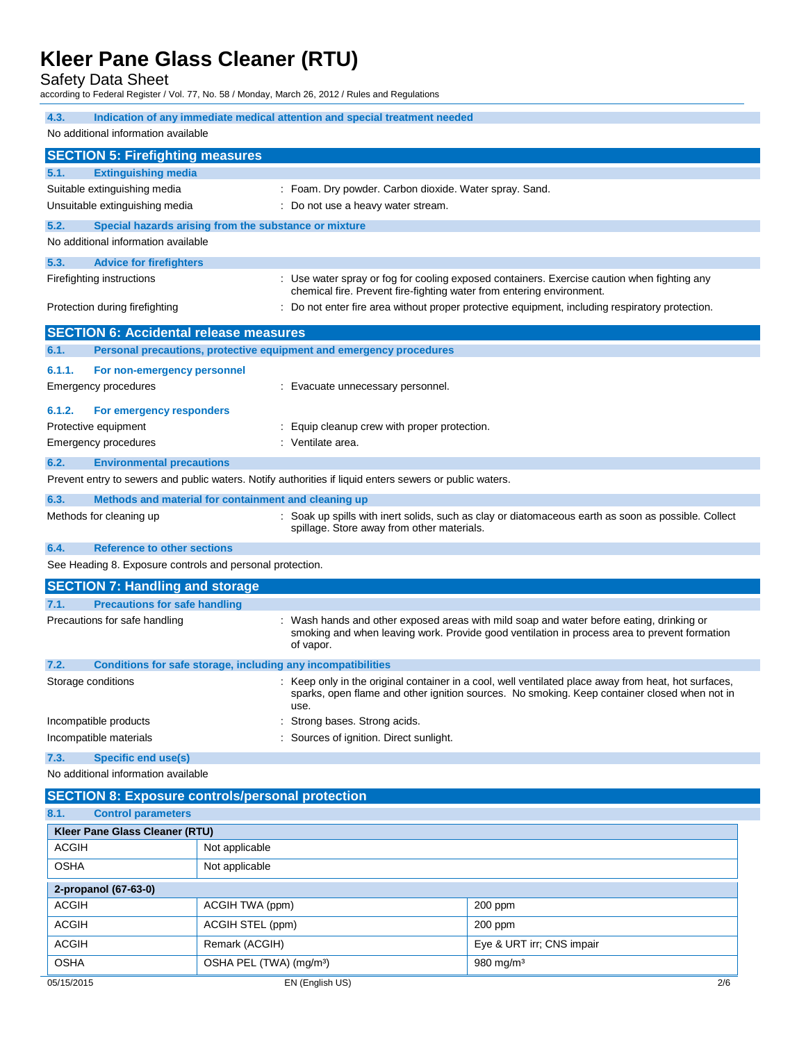### 4.3. Indication of any immediate medical attention and special treatment needed

No additional information available

## SECTION 5: Firefighting measures

### 5.1. Extinguishing media

Suitable extinguishing media : Foam. Dry powder. Carbon dioxide. Water spray. Sand.

Unsuitable extinguishing media : Do not use a heavy water stream.

### 5.2. Special hazards arising from the substance or mixture

No additional information available

### 5.3. Advice for firefighters

Firefighting instructions : Use water spray or fog for cooling exposed containers. Exercise caution when fighting any chemical fire. Prevent fire-fighting water from entering environment.

Protection during firefighting : Do not enter fire area without proper protective equipment, including respiratory protection.

## SECTION 6: Accidental release measures

### 6.1. Personal precautions, protective equipment and emergency procedures

#### 6.1.1. For non-emergency personnel

Emergency procedures : Evacuate unnecessary personnel.

#### 6.1.2. For emergency responders

Protective equipment : Equip cleanup crew with proper protection.

Emergency procedures : Ventilate area.

### 6.2. Environmental precautions

Prevent entry to sewers and public waters. Notify authorities if liquid enters sewers or public waters.

### 6.3. Methods and material for containment and cleaning up

Methods for cleaning up : Soak up spills with inert solids, such as clay or diatomaceous earth as soon as possible. Collect spillage. Store away from other materials.

### 6.4. Reference to other sections

See Heading 8. Exposure controls and personal protection.

## SECTION 7: Handling and storage

### 7.1. Precautions for safe handling

Precautions for safe handling : Wash hands and other exposed areas with mild soap and water before eating, drinking or smoking and when leaving work. Provide good ventilation in process area to prevent formation of vapor.

### 7.2. Conditions for safe storage, including any incompatibilities

Storage conditions : Keep only in the original container in a cool, well ventilated place away from heat, hot surfaces, sparks, open flame and other ignition sources. No smoking. Keep container closed when not in use.

Incompatible products : Strong bases. Strong acids.

Incompatible materials : Sources of ignition. Direct sunlight.

### 7.3. Specific end use(s)

No additional information available

## SECTION 8: Exposure controls/personal protection

### 8.1. Control parameters

| Kleer Pane Glass Cleaner (RTU) | | |
|---|---|---|
| ACGIH | Not applicable | |
| OSHA | Not applicable | |

| 2-propanol (67-63-0) | | |
|---|---|---|
| ACGIH | ACGIH TWA (ppm) | 200 ppm |
| ACGIH | ACGIH STEL (ppm) | 200 ppm |
| ACGIH | Remark (ACGIH) | Eye & URT irr; CNS impair |
| OSHA | OSHA PEL (TWA) (mg/m³) | 980 mg/m³ |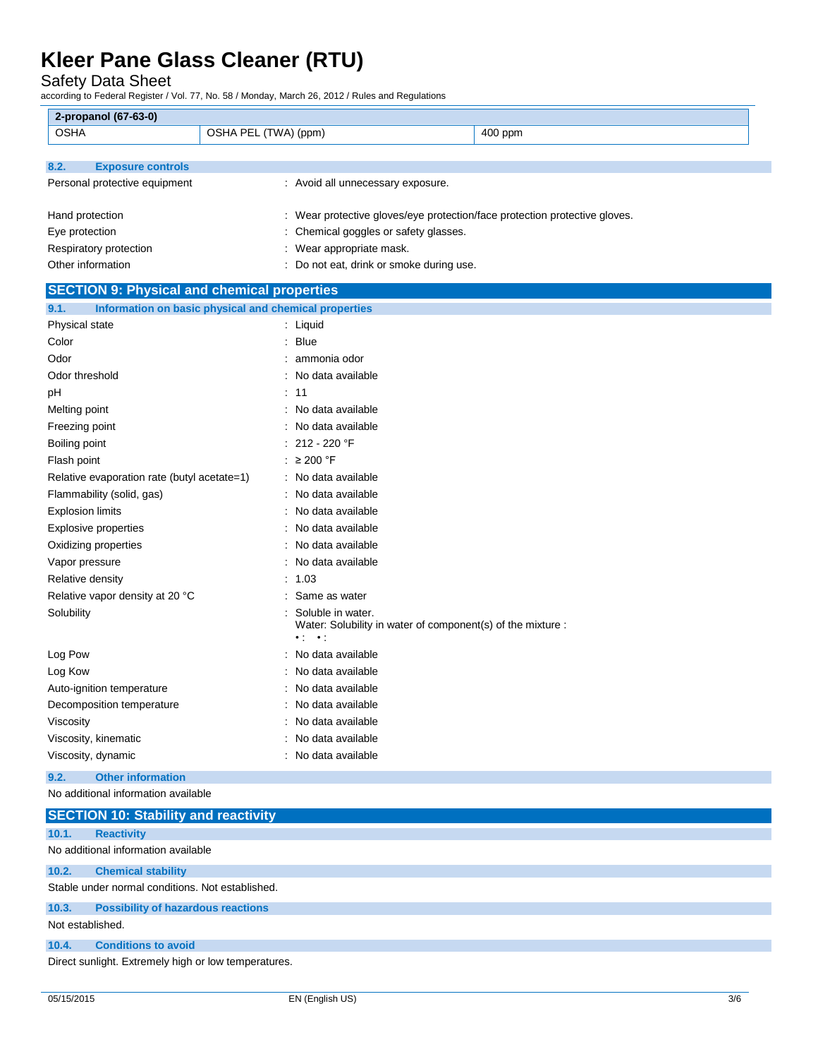| 2-propanol (67-63-0) | | |
|---|---|---|
| OSHA | OSHA PEL (TWA) (ppm) | 400 ppm |

### 8.2. Exposure controls

Personal protective equipment : Avoid all unnecessary exposure.

Hand protection : Wear protective gloves/eye protection/face protection protective gloves.

Eye protection : Chemical goggles or safety glasses.

Respiratory protection : Wear appropriate mask.

Other information : Do not eat, drink or smoke during use.

## SECTION 9: Physical and chemical properties

### 9.1. Information on basic physical and chemical properties

Physical state : Liquid

Color : Blue

Odor : ammonia odor

Odor threshold : No data available

pH : 11

Melting point : No data available

Freezing point : No data available

Boiling point : 212 - 220 °F

Flash point : ≥ 200 °F

Relative evaporation rate (butyl acetate=1) : No data available

Flammability (solid, gas) : No data available

Explosion limits : No data available

Explosive properties : No data available

Oxidizing properties : No data available

Vapor pressure : No data available

Relative density : 1.03

Relative vapor density at 20 °C : Same as water

Solubility : Soluble in water.
Water: Solubility in water of component(s) of the mixture :
• : • :

Log Pow : No data available

Log Kow : No data available

Auto-ignition temperature : No data available

Decomposition temperature : No data available

Viscosity : No data available

Viscosity, kinematic : No data available

Viscosity, dynamic : No data available

### 9.2. Other information

No additional information available

## SECTION 10: Stability and reactivity

### 10.1. Reactivity

No additional information available

### 10.2. Chemical stability

Stable under normal conditions. Not established.

### 10.3. Possibility of hazardous reactions

Not established.

### 10.4. Conditions to avoid

Direct sunlight. Extremely high or low temperatures.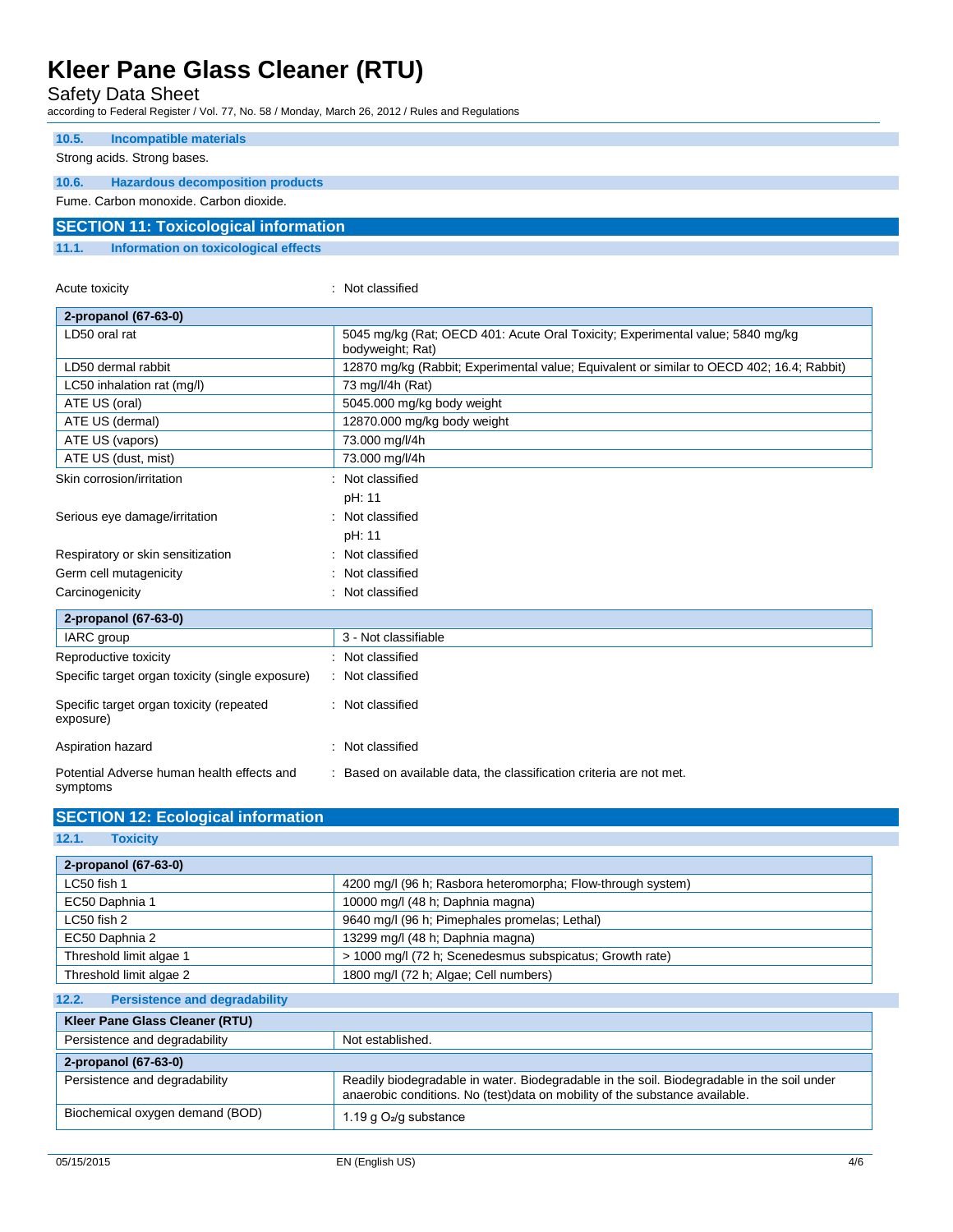### 10.5. Incompatible materials

Strong acids. Strong bases.

### 10.6. Hazardous decomposition products

Fume. Carbon monoxide. Carbon dioxide.

## SECTION 11: Toxicological information

### 11.1. Information on toxicological effects

Acute toxicity : Not classified

| 2-propanol (67-63-0) | |
|---|---|
| LD50 oral rat | 5045 mg/kg (Rat; OECD 401: Acute Oral Toxicity; Experimental value; 5840 mg/kg bodyweight; Rat) |
| LD50 dermal rabbit | 12870 mg/kg (Rabbit; Experimental value; Equivalent or similar to OECD 402; 16.4; Rabbit) |
| LC50 inhalation rat (mg/l) | 73 mg/l/4h (Rat) |
| ATE US (oral) | 5045.000 mg/kg body weight |
| ATE US (dermal) | 12870.000 mg/kg body weight |
| ATE US (vapors) | 73.000 mg/l/4h |
| ATE US (dust, mist) | 73.000 mg/l/4h |

Skin corrosion/irritation : Not classified

pH: 11

Serious eye damage/irritation : Not classified

pH: 11

Respiratory or skin sensitization : Not classified

Germ cell mutagenicity : Not classified

Carcinogenicity : Not classified

| 2-propanol (67-63-0) | |
|---|---|
| IARC group | 3 - Not classifiable |

Reproductive toxicity : Not classified

Specific target organ toxicity (single exposure) : Not classified

Specific target organ toxicity (repeated exposure) : Not classified

Aspiration hazard : Not classified

Potential Adverse human health effects and symptoms : Based on available data, the classification criteria are not met.

## SECTION 12: Ecological information

### 12.1. Toxicity

| 2-propanol (67-63-0) | |
|---|---|
| LC50 fish 1 | 4200 mg/l (96 h; Rasbora heteromorpha; Flow-through system) |
| EC50 Daphnia 1 | 10000 mg/l (48 h; Daphnia magna) |
| LC50 fish 2 | 9640 mg/l (96 h; Pimephales promelas; Lethal) |
| EC50 Daphnia 2 | 13299 mg/l (48 h; Daphnia magna) |
| Threshold limit algae 1 | > 1000 mg/l (72 h; Scenedesmus subspicatus; Growth rate) |
| Threshold limit algae 2 | 1800 mg/l (72 h; Algae; Cell numbers) |

### 12.2. Persistence and degradability

| Kleer Pane Glass Cleaner (RTU) | |
|---|---|
| Persistence and degradability | Not established. |
| **2-propanol (67-63-0)** | |
| Persistence and degradability | Readily biodegradable in water. Biodegradable in the soil. Biodegradable in the soil under anaerobic conditions. No (test)data on mobility of the substance available. |
| Biochemical oxygen demand (BOD) | 1.19 g $O_2$/g substance |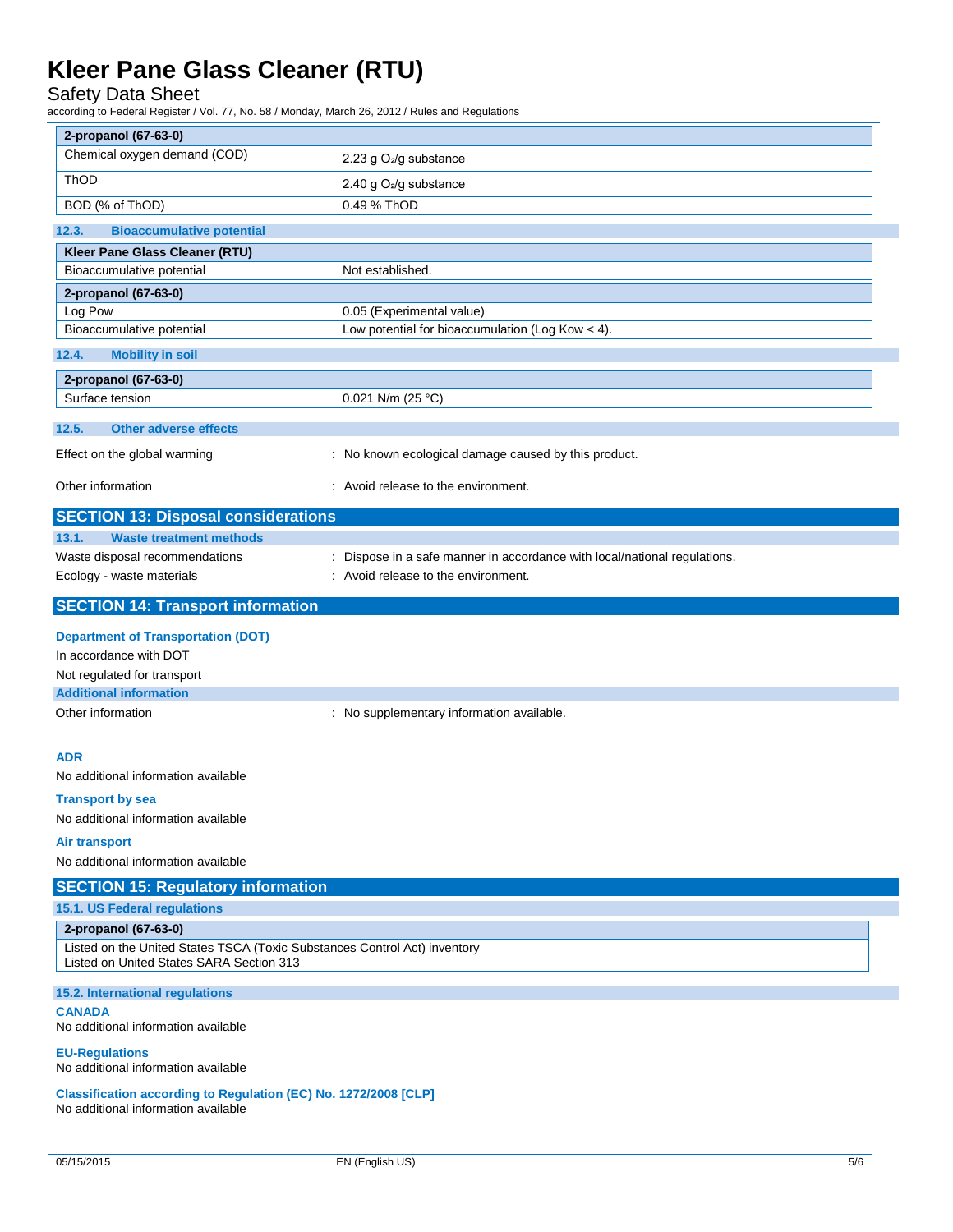| 2-propanol (67-63-0) | |
|---|---|
| Chemical oxygen demand (COD) | 2.23 g $O_2$/g substance |
| ThOD | 2.40 g $O_2$/g substance |
| BOD (% of ThOD) | 0.49 % ThOD |

### 12.3. Bioaccumulative potential

| Kleer Pane Glass Cleaner (RTU) | |
|---|---|
| Bioaccumulative potential | Not established. |
| **2-propanol (67-63-0)** | |
| Log Pow | 0.05 (Experimental value) |
| Bioaccumulative potential | Low potential for bioaccumulation (Log Kow < 4). |

### 12.4. Mobility in soil

| 2-propanol (67-63-0) | |
|---|---|
| Surface tension | 0.021 N/m (25 °C) |

### 12.5. Other adverse effects

Effect on the global warming : No known ecological damage caused by this product.

Other information : Avoid release to the environment.

## SECTION 13: Disposal considerations

### 13.1. Waste treatment methods

Waste disposal recommendations : Dispose in a safe manner in accordance with local/national regulations.

Ecology - waste materials : Avoid release to the environment.

## SECTION 14: Transport information

**Department of Transportation (DOT)**

In accordance with DOT

Not regulated for transport

**Additional information**

Other information : No supplementary information available.

**ADR**

No additional information available

**Transport by sea**

No additional information available

**Air transport**

No additional information available

## SECTION 15: Regulatory information

### 15.1. US Federal regulations

| 2-propanol (67-63-0) |
|---|
| Listed on the United States TSCA (Toxic Substances Control Act) inventory<br>Listed on United States SARA Section 313 |

### 15.2. International regulations

**CANADA**

No additional information available

**EU-Regulations**

No additional information available

**Classification according to Regulation (EC) No. 1272/2008 [CLP]**

No additional information available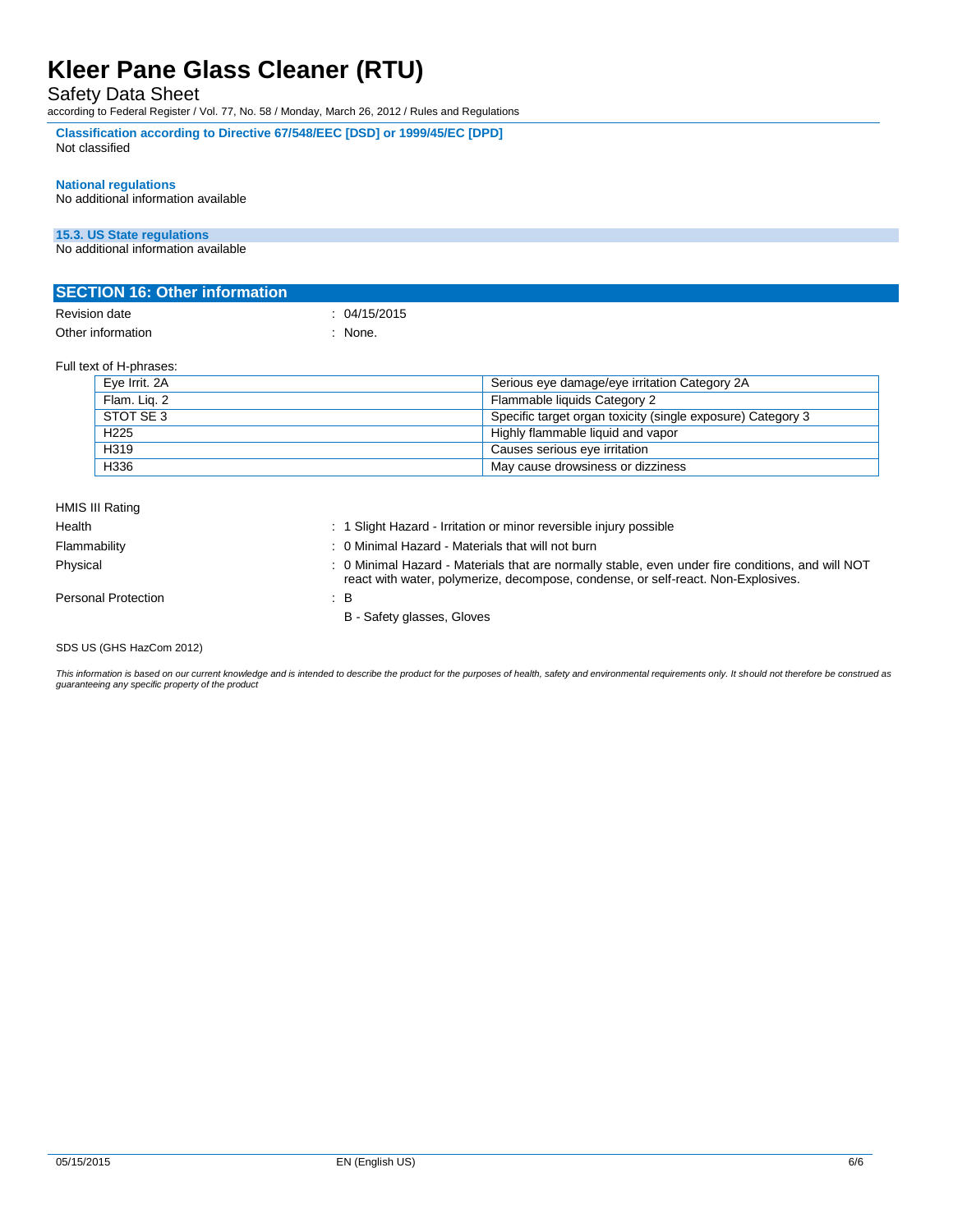**Classification according to Directive 67/548/EEC [DSD] or 1999/45/EC [DPD]**

Not classified

**National regulations**

No additional information available

### 15.3. US State regulations

No additional information available

## SECTION 16: Other information

Revision date : 04/15/2015

Other information : None.

Full text of H-phrases:

| | |
|---|---|
| Eye Irrit. 2A | Serious eye damage/eye irritation Category 2A |
| Flam. Liq. 2 | Flammable liquids Category 2 |
| STOT SE 3 | Specific target organ toxicity (single exposure) Category 3 |
| H225 | Highly flammable liquid and vapor |
| H319 | Causes serious eye irritation |
| H336 | May cause drowsiness or dizziness |

HMIS III Rating

Health : 1 Slight Hazard - Irritation or minor reversible injury possible

Flammability : 0 Minimal Hazard - Materials that will not burn

Physical : 0 Minimal Hazard - Materials that are normally stable, even under fire conditions, and will NOT react with water, polymerize, decompose, condense, or self-react. Non-Explosives.

Personal Protection : B

B - Safety glasses, Gloves

SDS US (GHS HazCom 2012)

*This information is based on our current knowledge and is intended to describe the product for the purposes of health, safety and environmental requirements only. It should not therefore be construed as guaranteeing any specific property of the product*